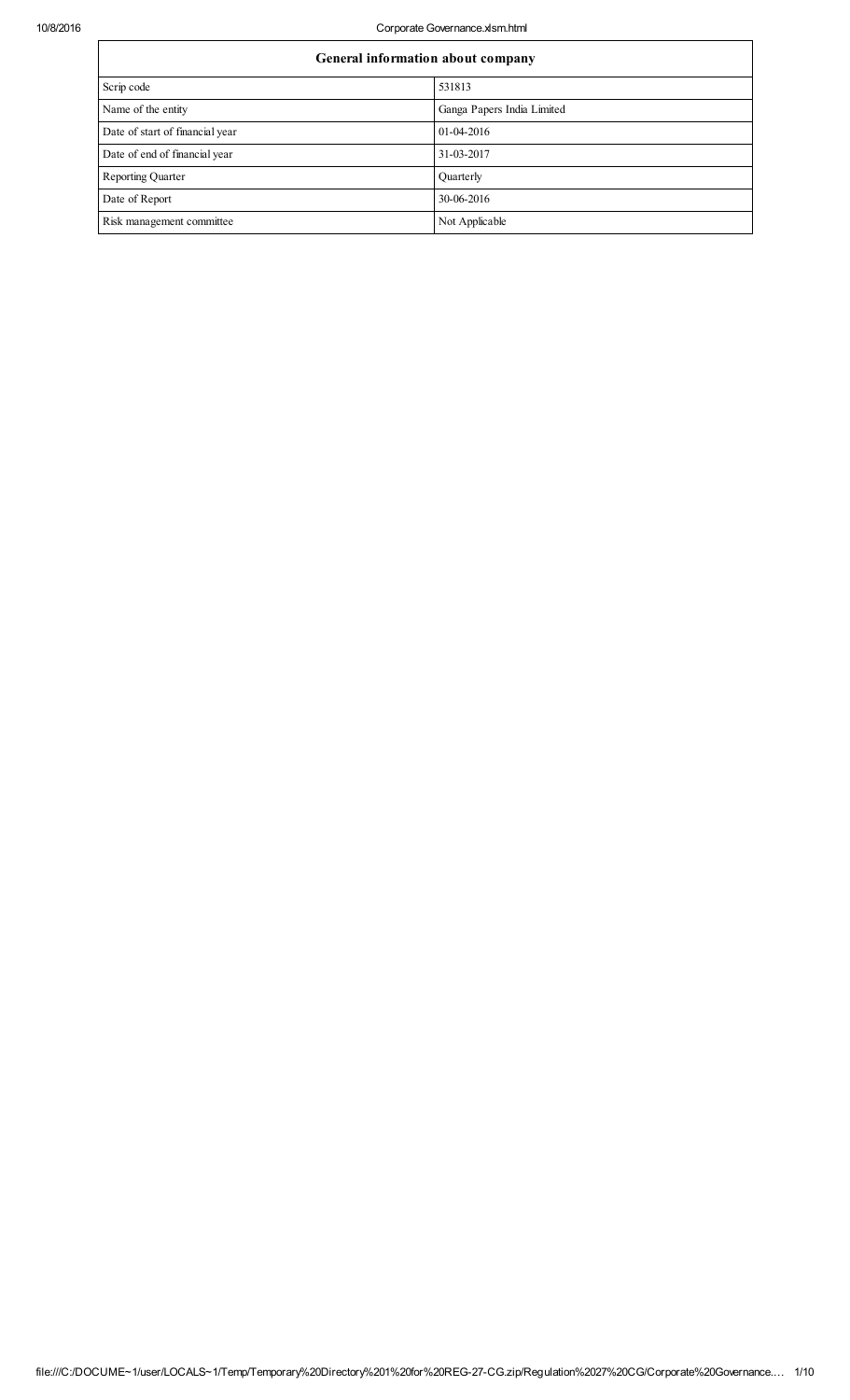| General information about company | |
|---|---|
| Scrip code | 531813 |
| Name of the entity | Ganga Papers India Limited |
| Date of start of financial year | 01-04-2016 |
| Date of end of financial year | 31-03-2017 |
| Reporting Quarter | Quarterly |
| Date of Report | 30-06-2016 |
| Risk management committee | Not Applicable |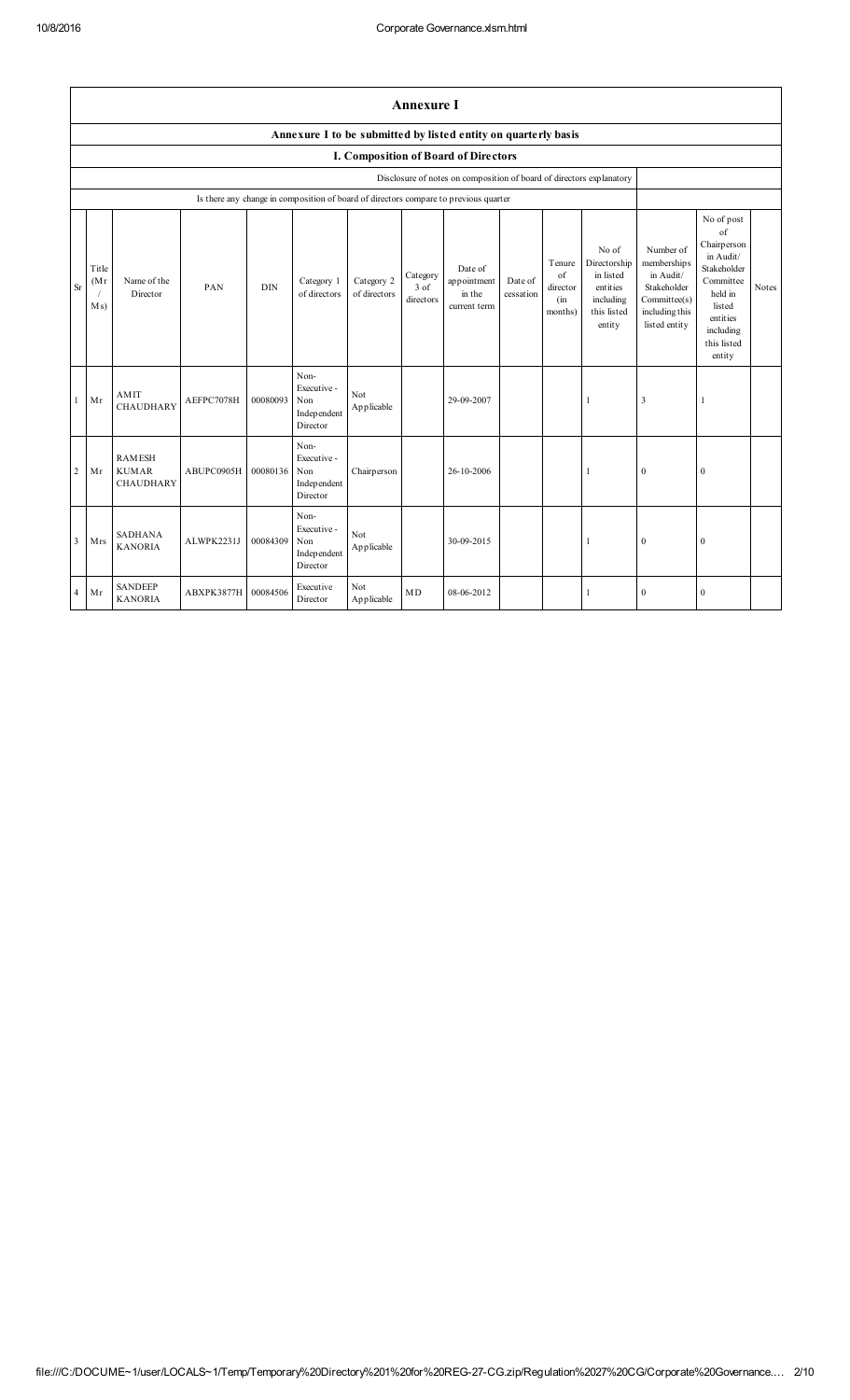# Annexure I

## Annexure I to be submitted by listed entity on quarterly basis

### I. Composition of Board of Directors

Disclosure of notes on composition of board of directors explanatory

Is there any change in composition of board of directors compare to previous quarter

| Sr | Title (Mr / Ms) | Name of the Director | PAN | DIN | Category 1 of directors | Category 2 of directors | Category 3 of directors | Date of appointment in the current term | Date of cessation | Tenure of director (in months) | No of Directorship in listed entities including this listed entity | Number of memberships in Audit/ Stakeholder Committee(s) including this listed entity | No of post of Chairperson in Audit/ Stakeholder Committee held in listed entities including this listed entity | Notes |
|---|---|---|---|---|---|---|---|---|---|---|---|---|---|---|
| 1 | Mr | AMIT CHAUDHARY | AEFPC7078H | 00080093 | Non-Executive - Non Independent Director | Not Applicable | | 29-09-2007 | | | 1 | 3 | 1 | |
| 2 | Mr | RAMESH KUMAR CHAUDHARY | ABUPC0905H | 00080136 | Non-Executive - Non Independent Director | Chairperson | | 26-10-2006 | | | 1 | 0 | 0 | |
| 3 | Mrs | SADHANA KANORIA | ALWPK2231J | 00084309 | Non-Executive - Non Independent Director | Not Applicable | | 30-09-2015 | | | 1 | 0 | 0 | |
| 4 | Mr | SANDEEP KANORIA | ABXPK3877H | 00084506 | Executive Director | Not Applicable | MD | 08-06-2012 | | | 1 | 0 | 0 | |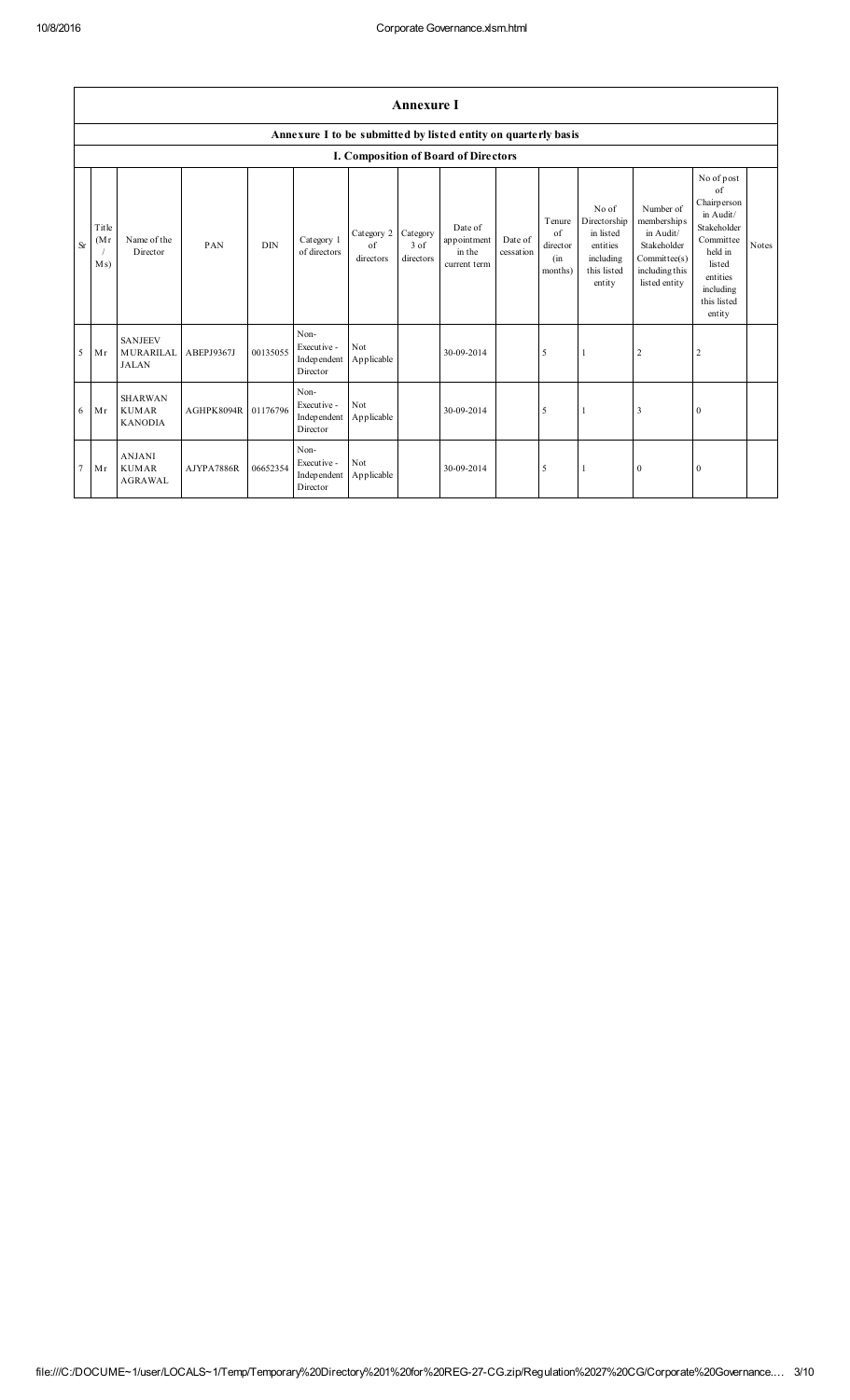## Annexure I

### Annexure I to be submitted by listed entity on quarterly basis

### I. Composition of Board of Directors

| Sr | Title (Mr / Ms) | Name of the Director | PAN | DIN | Category 1 of directors | Category 2 of directors | Category 3 of directors | Date of appointment in the current term | Date of cessation | Tenure of director (in months) | No of Directorship in listed entities including this listed entity | Number of memberships in Audit/ Stakeholder Committee(s) including this listed entity | No of post of Chairperson in Audit/ Stakeholder Committee held in listed entities including this listed entity | Notes |
|---|---|---|---|---|---|---|---|---|---|---|---|---|---|---|
| 5 | Mr | SANJEEV MURARILAL JALAN | ABEPJ9367J | 00135055 | Non-Executive - Independent Director | Not Applicable | | 30-09-2014 | | 5 | 1 | 2 | 2 | |
| 6 | Mr | SHARWAN KUMAR KANODIA | AGHPK8094R | 01176796 | Non-Executive - Independent Director | Not Applicable | | 30-09-2014 | | 5 | 1 | 3 | 0 | |
| 7 | Mr | ANJANI KUMAR AGRAWAL | AJYPA7886R | 06652354 | Non-Executive - Independent Director | Not Applicable | | 30-09-2014 | | 5 | 1 | 0 | 0 | |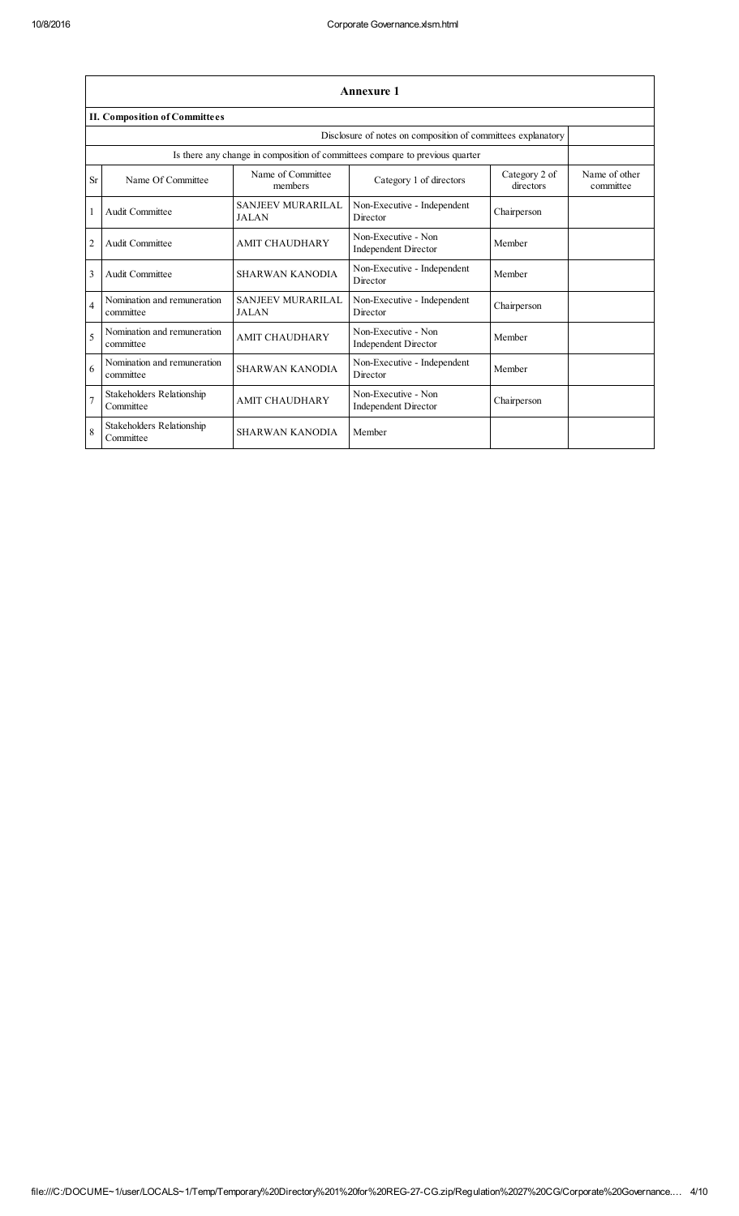# Annexure 1

## II. Composition of Committees

| | | | Disclosure of notes on composition of committees explanatory | | |
|---|---|---|---|---|---|
| | | | Is there any change in composition of committees compare to previous quarter | | |
| Sr | Name Of Committee | Name of Committee members | Category 1 of directors | Category 2 of directors | Name of other committee |
| 1 | Audit Committee | SANJEEV MURARILAL JALAN | Non-Executive - Independent Director | Chairperson | |
| 2 | Audit Committee | AMIT CHAUDHARY | Non-Executive - Non Independent Director | Member | |
| 3 | Audit Committee | SHARWAN KANODIA | Non-Executive - Independent Director | Member | |
| 4 | Nomination and remuneration committee | SANJEEV MURARILAL JALAN | Non-Executive - Independent Director | Chairperson | |
| 5 | Nomination and remuneration committee | AMIT CHAUDHARY | Non-Executive - Non Independent Director | Member | |
| 6 | Nomination and remuneration committee | SHARWAN KANODIA | Non-Executive - Independent Director | Member | |
| 7 | Stakeholders Relationship Committee | AMIT CHAUDHARY | Non-Executive - Non Independent Director | Chairperson | |
| 8 | Stakeholders Relationship Committee | SHARWAN KANODIA | Member | | |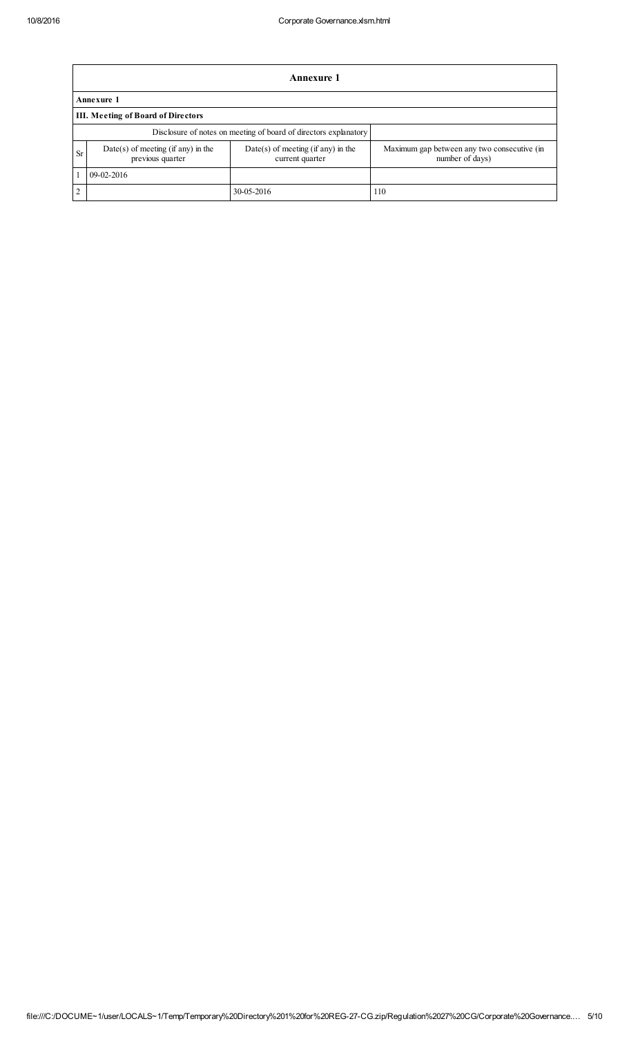| Annexure 1 | | | |
|---|---|---|---|
| **Annexure 1** | | | |
| **III. Meeting of Board of Directors** | | | |
| Disclosure of notes on meeting of board of directors explanatory | | | |
| Sr | Date(s) of meeting (if any) in the previous quarter | Date(s) of meeting (if any) in the current quarter | Maximum gap between any two consecutive (in number of days) |
| 1 | 09-02-2016 | | |
| 2 | | 30-05-2016 | 110 |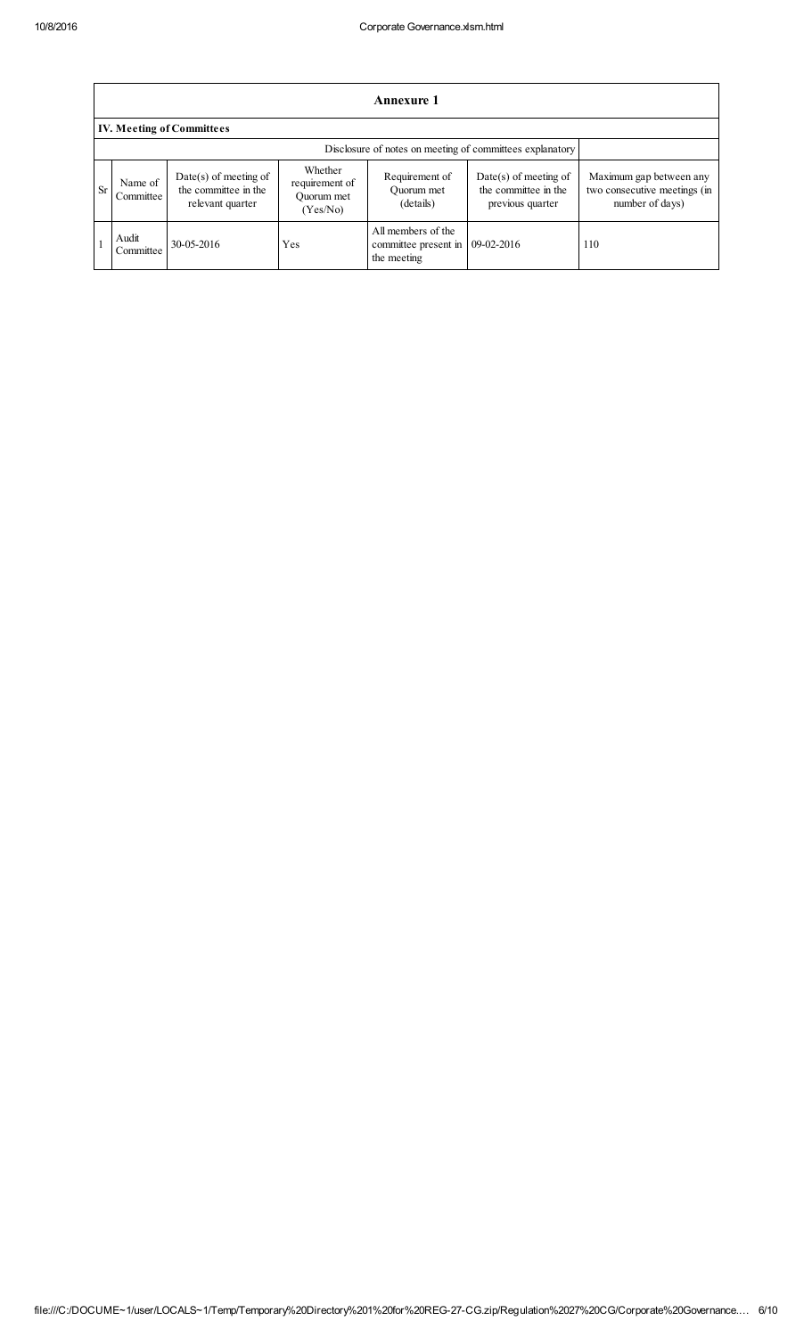## Annexure 1

### IV. Meeting of Committees

Disclosure of notes on meeting of committees explanatory

| Sr | Name of Committee | Date(s) of meeting of the committee in the relevant quarter | Whether requirement of Quorum met (Yes/No) | Requirement of Quorum met (details) | Date(s) of meeting of the committee in the previous quarter | Maximum gap between any two consecutive meetings (in number of days) |
|---|---|---|---|---|---|---|
| 1 | Audit Committee | 30-05-2016 | Yes | All members of the committee present in the meeting | 09-02-2016 | 110 |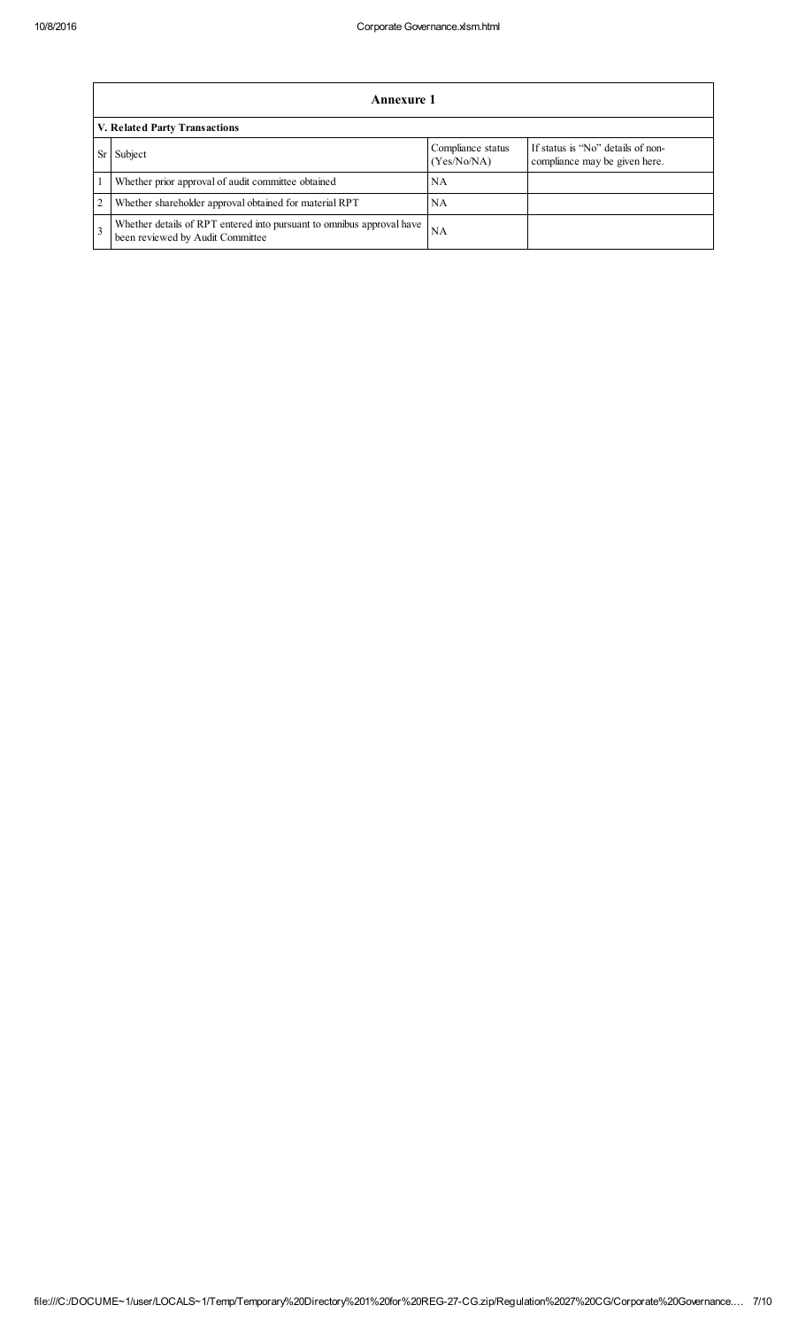## Annexure 1

### V. Related Party Transactions

| Sr | Subject | Compliance status (Yes/No/NA) | If status is "No" details of non-compliance may be given here. |
|---|---|---|---|
| 1 | Whether prior approval of audit committee obtained | NA | |
| 2 | Whether shareholder approval obtained for material RPT | NA | |
| 3 | Whether details of RPT entered into pursuant to omnibus approval have been reviewed by Audit Committee | NA | |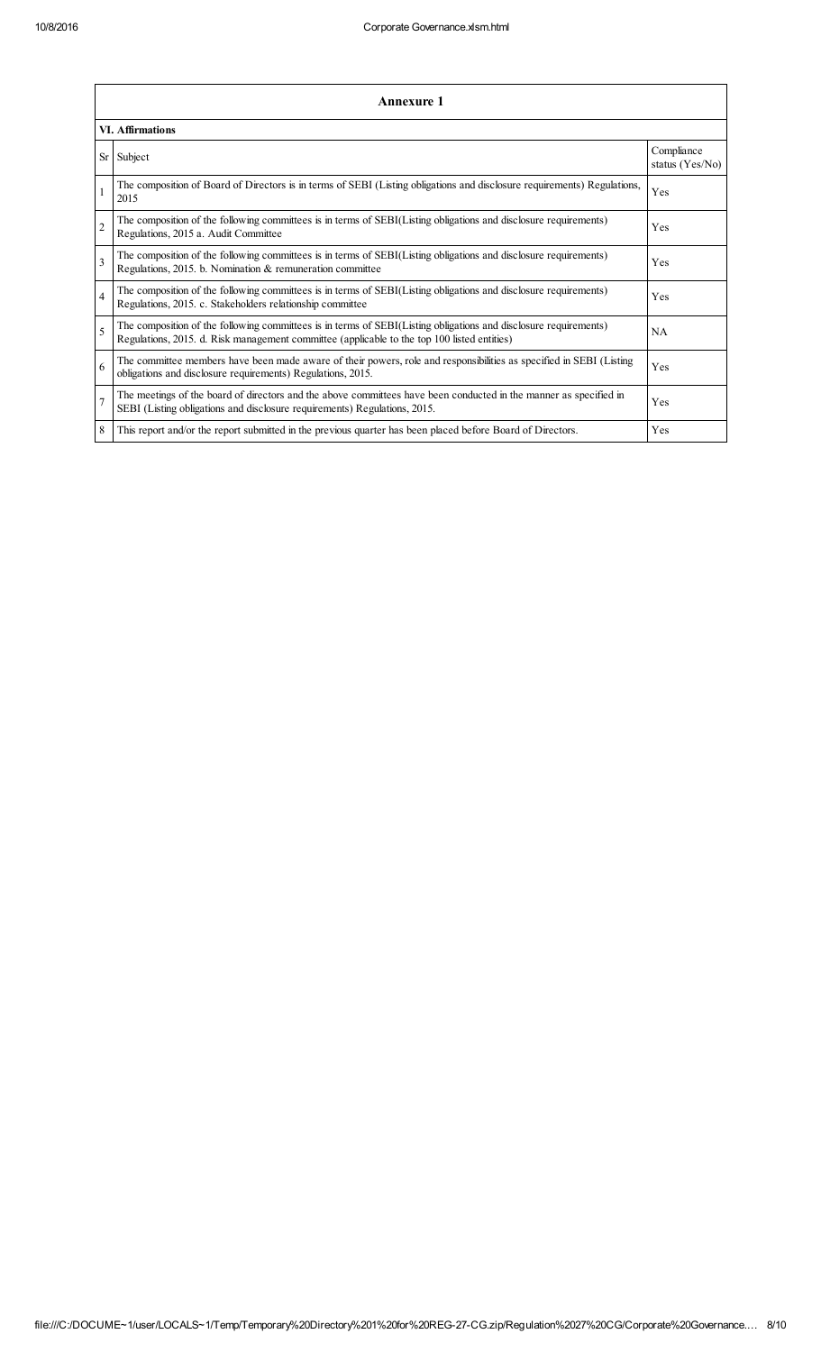## Annexure 1

### VI. Affirmations

| Sr | Subject | Compliance status (Yes/No) |
|---|---|---|
| 1 | The composition of Board of Directors is in terms of SEBI (Listing obligations and disclosure requirements) Regulations, 2015 | Yes |
| 2 | The composition of the following committees is in terms of SEBI(Listing obligations and disclosure requirements) Regulations, 2015 a. Audit Committee | Yes |
| 3 | The composition of the following committees is in terms of SEBI(Listing obligations and disclosure requirements) Regulations, 2015. b. Nomination & remuneration committee | Yes |
| 4 | The composition of the following committees is in terms of SEBI(Listing obligations and disclosure requirements) Regulations, 2015. c. Stakeholders relationship committee | Yes |
| 5 | The composition of the following committees is in terms of SEBI(Listing obligations and disclosure requirements) Regulations, 2015. d. Risk management committee (applicable to the top 100 listed entities) | NA |
| 6 | The committee members have been made aware of their powers, role and responsibilities as specified in SEBI (Listing obligations and disclosure requirements) Regulations, 2015. | Yes |
| 7 | The meetings of the board of directors and the above committees have been conducted in the manner as specified in SEBI (Listing obligations and disclosure requirements) Regulations, 2015. | Yes |
| 8 | This report and/or the report submitted in the previous quarter has been placed before Board of Directors. | Yes |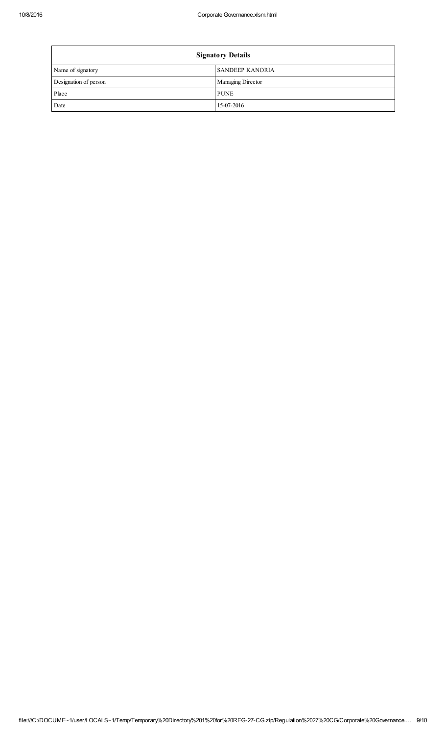| Signatory Details | |
|---|---|
| Name of signatory | SANDEEP KANORIA |
| Designation of person | Managing Director |
| Place | PUNE |
| Date | 15-07-2016 |